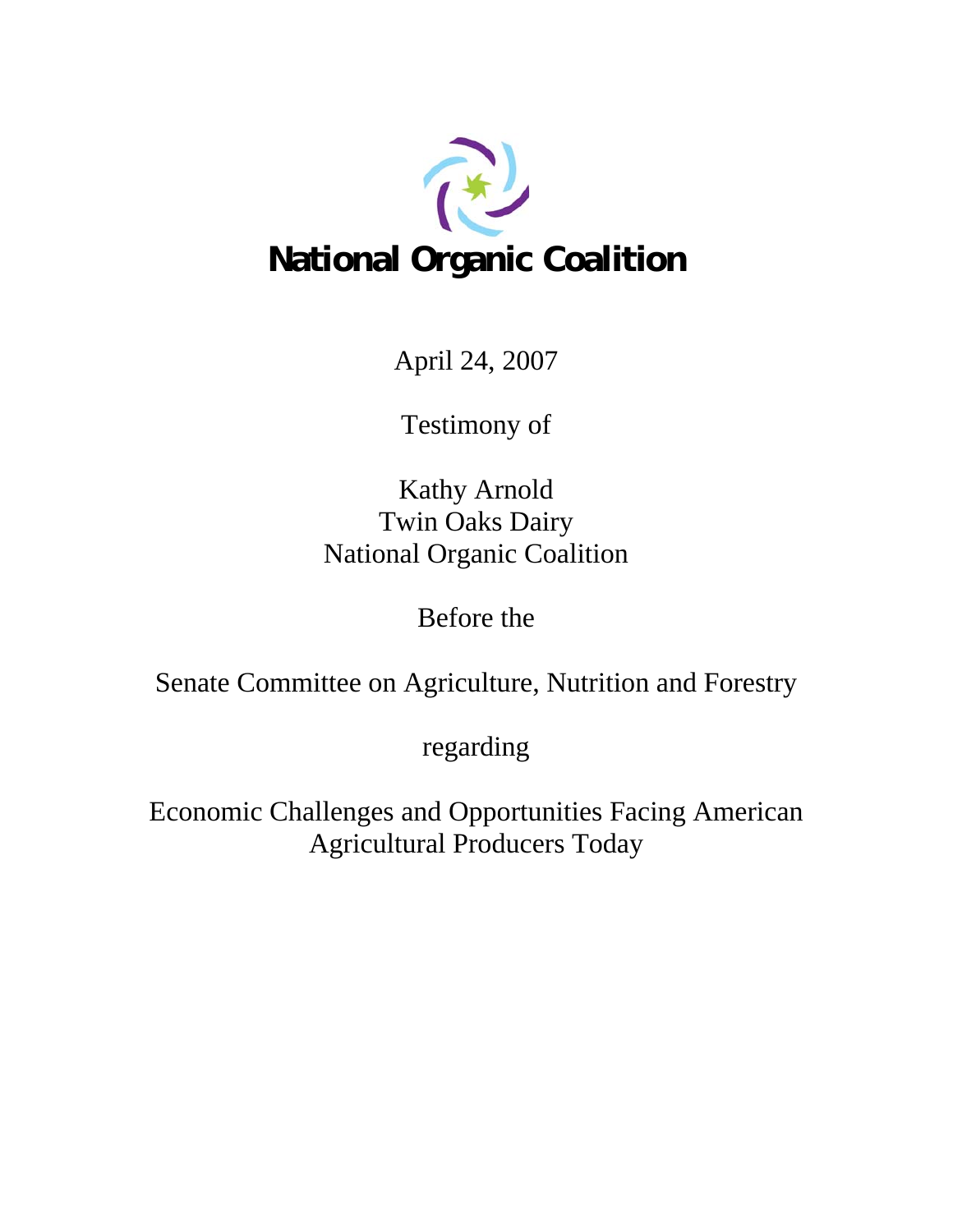# National Organic Coalition

April 24, 2007

Testimony of

Kathy Arnold
Twin Oaks Dairy
National Organic Coalition

Before the

Senate Committee on Agriculture, Nutrition and Forestry

regarding

Economic Challenges and Opportunities Facing American Agricultural Producers Today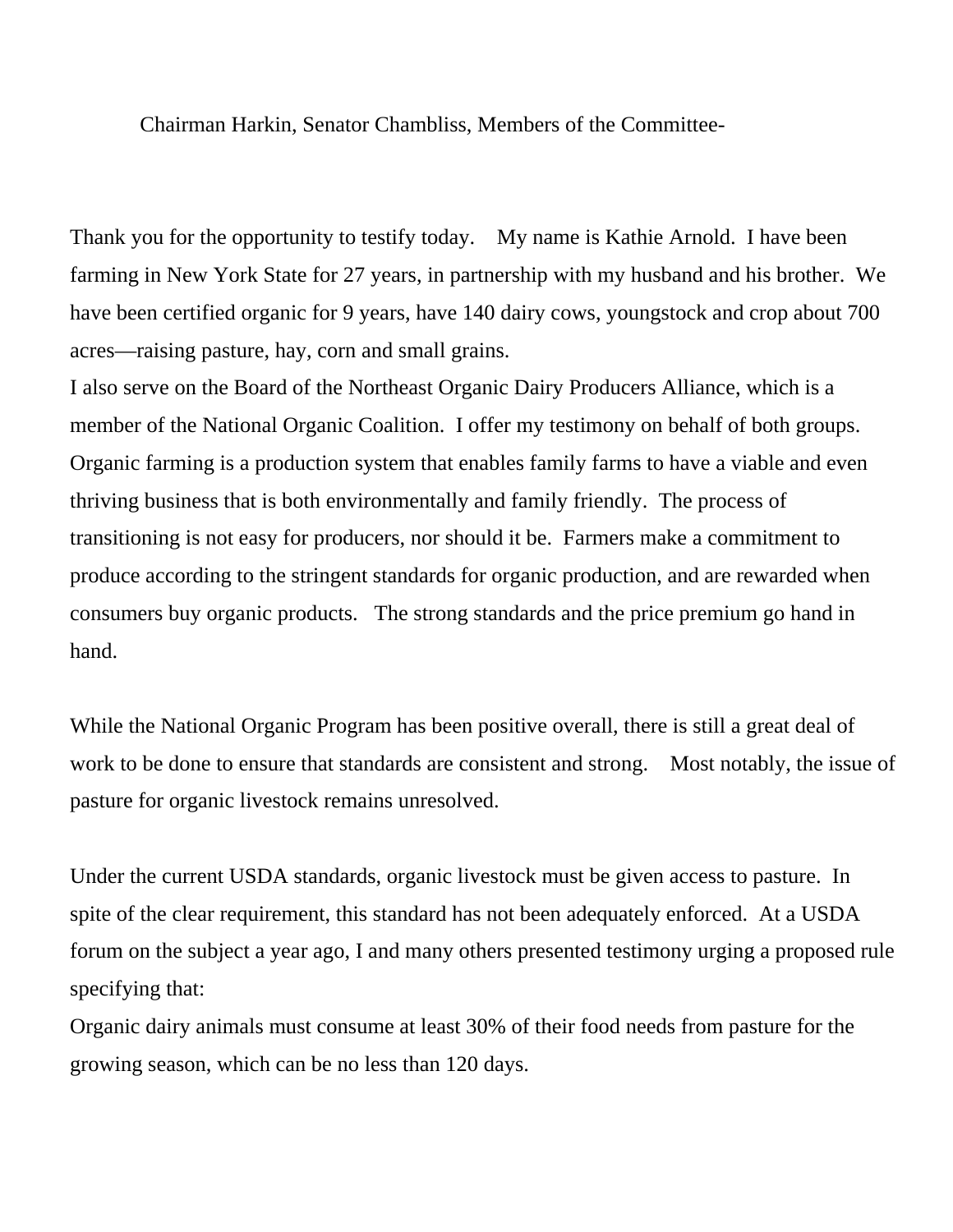Chairman Harkin, Senator Chambliss, Members of the Committee-

Thank you for the opportunity to testify today. My name is Kathie Arnold. I have been farming in New York State for 27 years, in partnership with my husband and his brother. We have been certified organic for 9 years, have 140 dairy cows, youngstock and crop about 700 acres—raising pasture, hay, corn and small grains.

I also serve on the Board of the Northeast Organic Dairy Producers Alliance, which is a member of the National Organic Coalition. I offer my testimony on behalf of both groups.

Organic farming is a production system that enables family farms to have a viable and even thriving business that is both environmentally and family friendly. The process of transitioning is not easy for producers, nor should it be. Farmers make a commitment to produce according to the stringent standards for organic production, and are rewarded when consumers buy organic products. The strong standards and the price premium go hand in hand.

While the National Organic Program has been positive overall, there is still a great deal of work to be done to ensure that standards are consistent and strong. Most notably, the issue of pasture for organic livestock remains unresolved.

Under the current USDA standards, organic livestock must be given access to pasture. In spite of the clear requirement, this standard has not been adequately enforced. At a USDA forum on the subject a year ago, I and many others presented testimony urging a proposed rule specifying that:

Organic dairy animals must consume at least 30% of their food needs from pasture for the growing season, which can be no less than 120 days.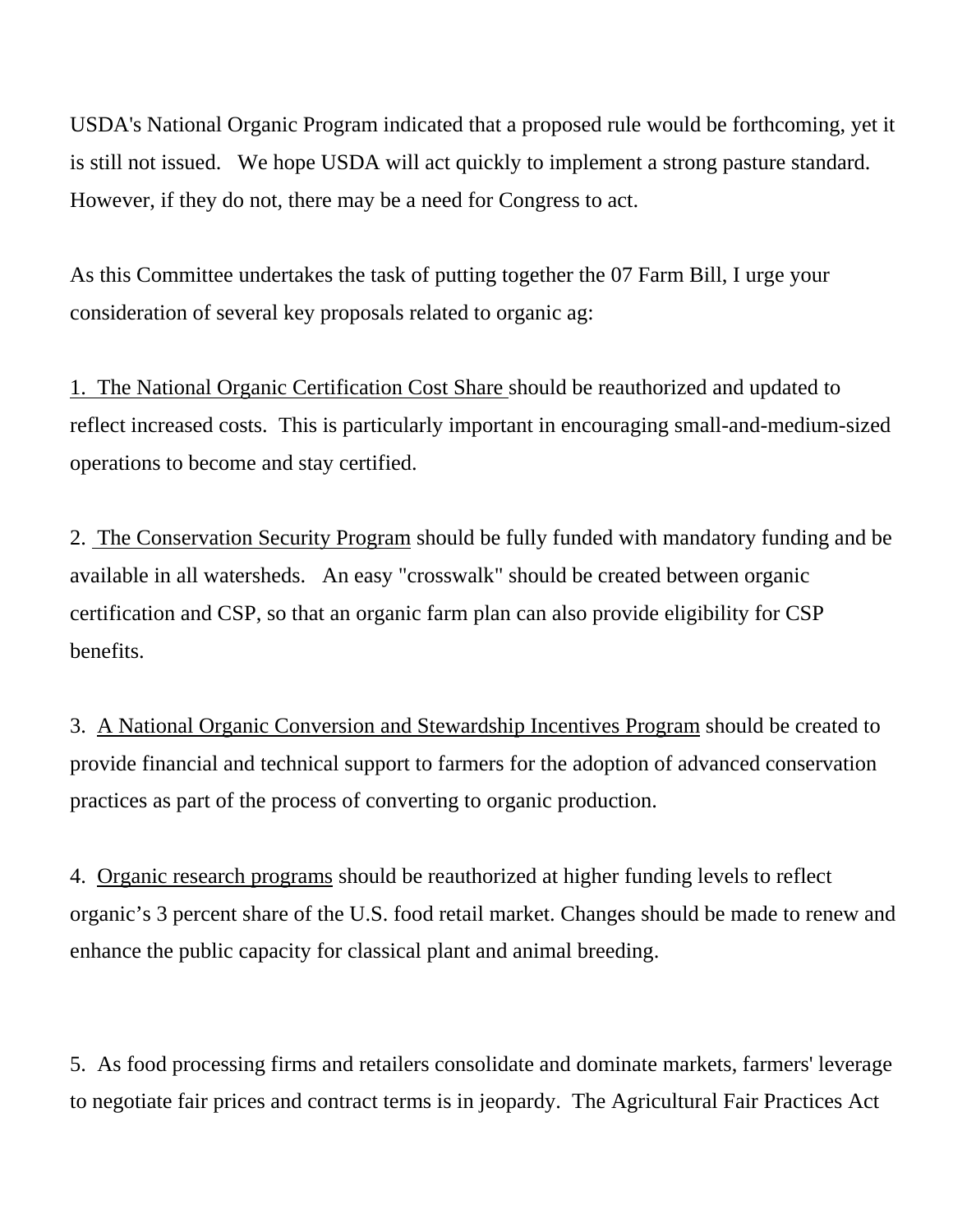USDA's National Organic Program indicated that a proposed rule would be forthcoming, yet it is still not issued. We hope USDA will act quickly to implement a strong pasture standard. However, if they do not, there may be a need for Congress to act.

As this Committee undertakes the task of putting together the 07 Farm Bill, I urge your consideration of several key proposals related to organic ag:

1. <u>The National Organic Certification Cost Share</u> should be reauthorized and updated to reflect increased costs. This is particularly important in encouraging small-and-medium-sized operations to become and stay certified.

2. <u>The Conservation Security Program</u> should be fully funded with mandatory funding and be available in all watersheds. An easy "crosswalk" should be created between organic certification and CSP, so that an organic farm plan can also provide eligibility for CSP benefits.

3. <u>A National Organic Conversion and Stewardship Incentives Program</u> should be created to provide financial and technical support to farmers for the adoption of advanced conservation practices as part of the process of converting to organic production.

4. <u>Organic research programs</u> should be reauthorized at higher funding levels to reflect organic's 3 percent share of the U.S. food retail market. Changes should be made to renew and enhance the public capacity for classical plant and animal breeding.

5. As food processing firms and retailers consolidate and dominate markets, farmers' leverage to negotiate fair prices and contract terms is in jeopardy. The Agricultural Fair Practices Act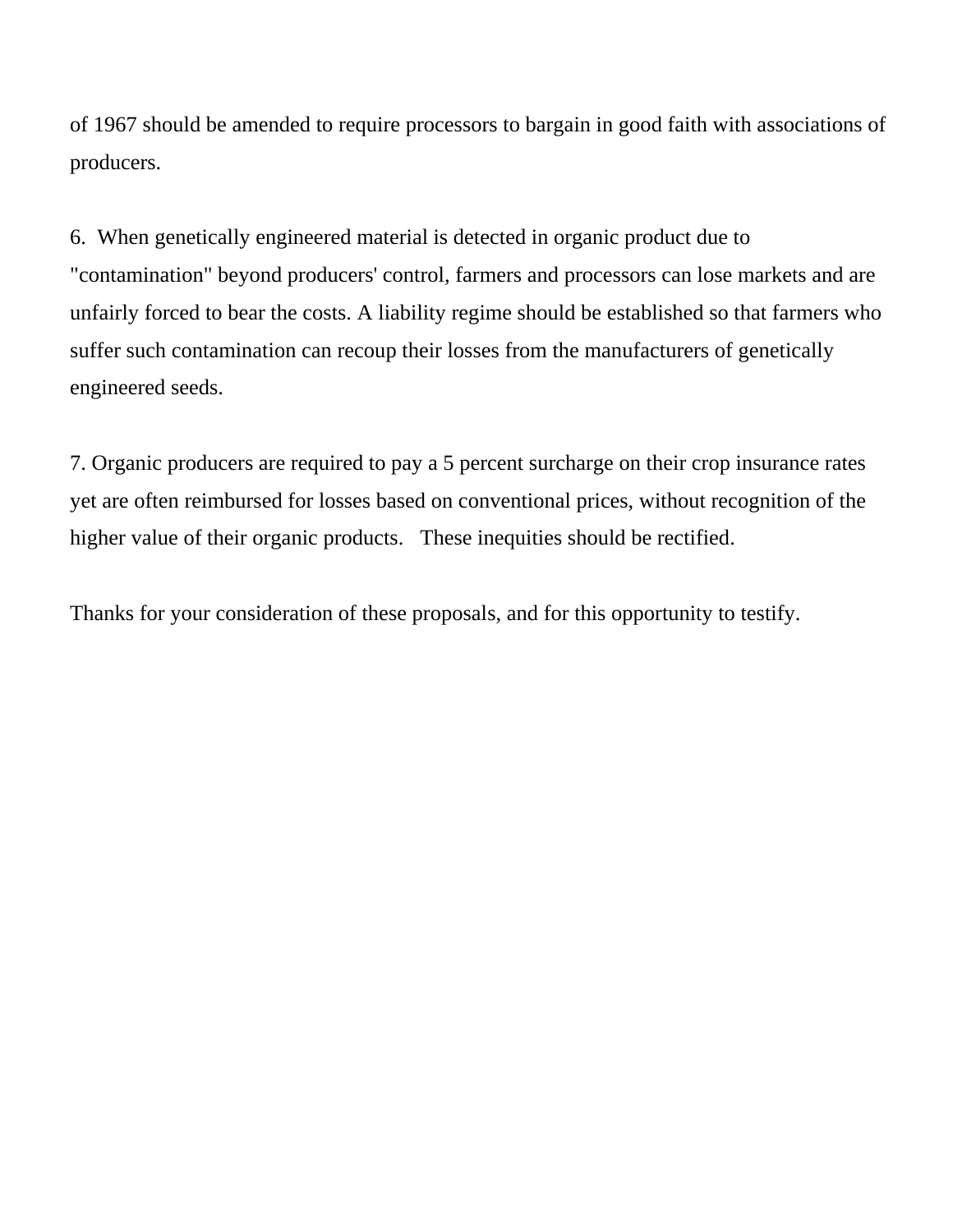of 1967 should be amended to require processors to bargain in good faith with associations of producers.

6. When genetically engineered material is detected in organic product due to "contamination" beyond producers' control, farmers and processors can lose markets and are unfairly forced to bear the costs. A liability regime should be established so that farmers who suffer such contamination can recoup their losses from the manufacturers of genetically engineered seeds.

7. Organic producers are required to pay a 5 percent surcharge on their crop insurance rates yet are often reimbursed for losses based on conventional prices, without recognition of the higher value of their organic products. These inequities should be rectified.

Thanks for your consideration of these proposals, and for this opportunity to testify.